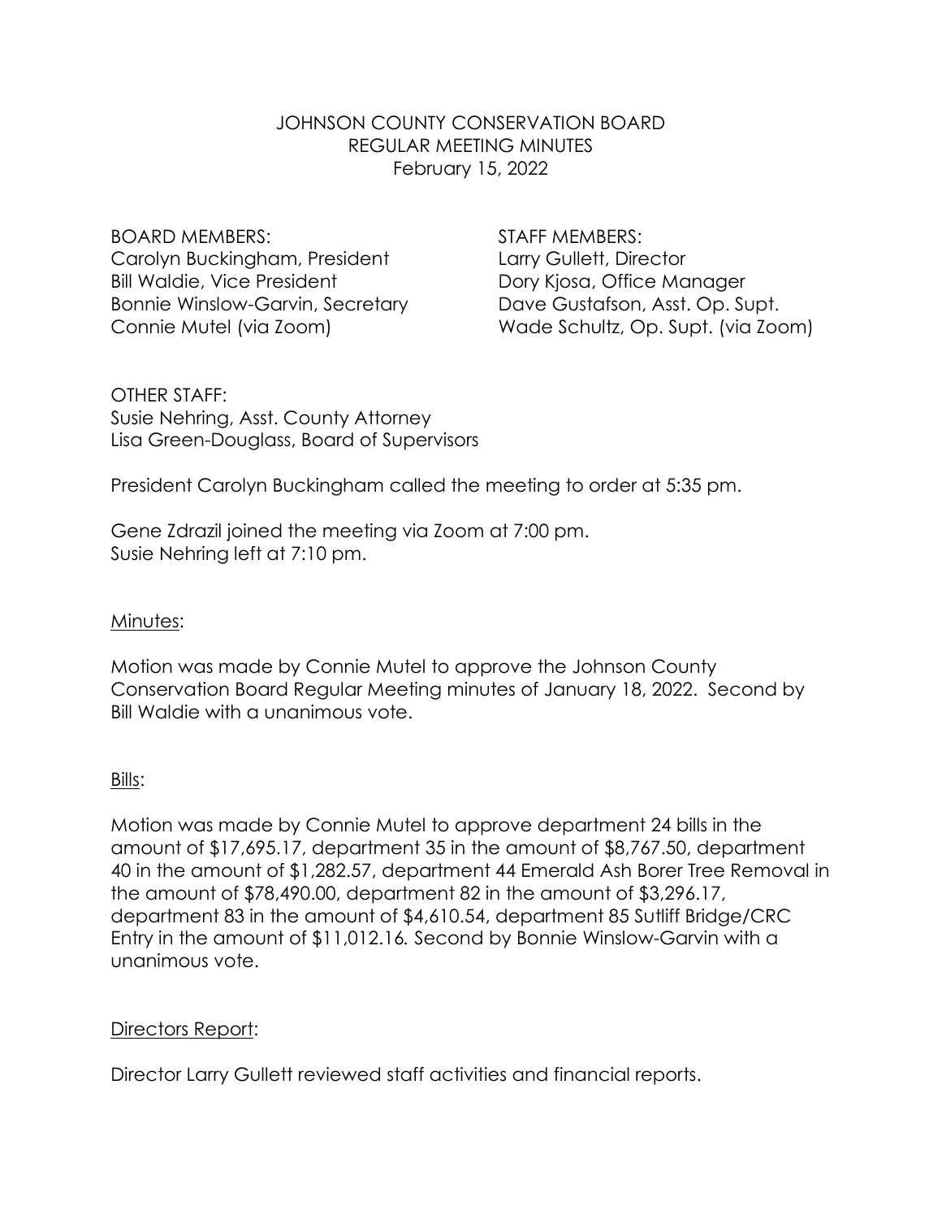JOHNSON COUNTY CONSERVATION BOARD
REGULAR MEETING MINUTES
February 15, 2022

| BOARD MEMBERS: | STAFF MEMBERS: |
| --- | --- |
| Carolyn Buckingham, President | Larry Gullett, Director |
| Bill Waldie, Vice President | Dory Kjosa, Office Manager |
| Bonnie Winslow-Garvin, Secretary | Dave Gustafson, Asst. Op. Supt. |
| Connie Mutel (via Zoom) | Wade Schultz, Op. Supt. (via Zoom) |

OTHER STAFF:
Susie Nehring, Asst. County Attorney
Lisa Green-Douglass, Board of Supervisors

President Carolyn Buckingham called the meeting to order at 5:35 pm.

Gene Zdrazil joined the meeting via Zoom at 7:00 pm.
Susie Nehring left at 7:10 pm.

Minutes:

Motion was made by Connie Mutel to approve the Johnson County Conservation Board Regular Meeting minutes of January 18, 2022. Second by Bill Waldie with a unanimous vote.

Bills:

Motion was made by Connie Mutel to approve department 24 bills in the amount of $17,695.17, department 35 in the amount of $8,767.50, department 40 in the amount of $1,282.57, department 44 Emerald Ash Borer Tree Removal in the amount of $78,490.00, department 82 in the amount of $3,296.17, department 83 in the amount of $4,610.54, department 85 Sutliff Bridge/CRC Entry in the amount of $11,012.16. Second by Bonnie Winslow-Garvin with a unanimous vote.

Directors Report:

Director Larry Gullett reviewed staff activities and financial reports.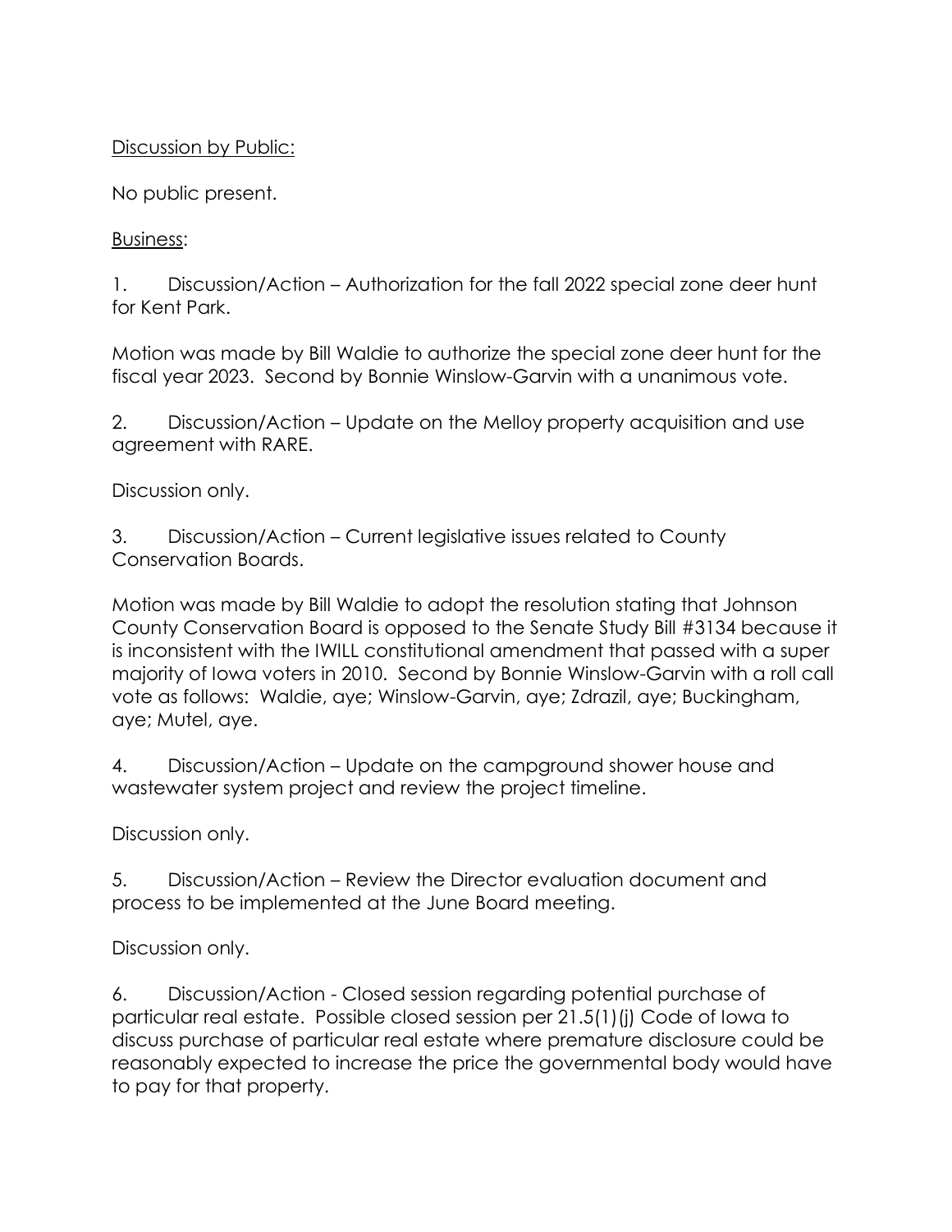Discussion by Public:

No public present.

Business:

1. Discussion/Action – Authorization for the fall 2022 special zone deer hunt for Kent Park.

Motion was made by Bill Waldie to authorize the special zone deer hunt for the fiscal year 2023. Second by Bonnie Winslow-Garvin with a unanimous vote.

2. Discussion/Action – Update on the Melloy property acquisition and use agreement with RARE.

Discussion only.

3. Discussion/Action – Current legislative issues related to County Conservation Boards.

Motion was made by Bill Waldie to adopt the resolution stating that Johnson County Conservation Board is opposed to the Senate Study Bill #3134 because it is inconsistent with the IWILL constitutional amendment that passed with a super majority of Iowa voters in 2010. Second by Bonnie Winslow-Garvin with a roll call vote as follows: Waldie, aye; Winslow-Garvin, aye; Zdrazil, aye; Buckingham, aye; Mutel, aye.

4. Discussion/Action – Update on the campground shower house and wastewater system project and review the project timeline.

Discussion only.

5. Discussion/Action – Review the Director evaluation document and process to be implemented at the June Board meeting.

Discussion only.

6. Discussion/Action - Closed session regarding potential purchase of particular real estate. Possible closed session per 21.5(1)(j) Code of Iowa to discuss purchase of particular real estate where premature disclosure could be reasonably expected to increase the price the governmental body would have to pay for that property.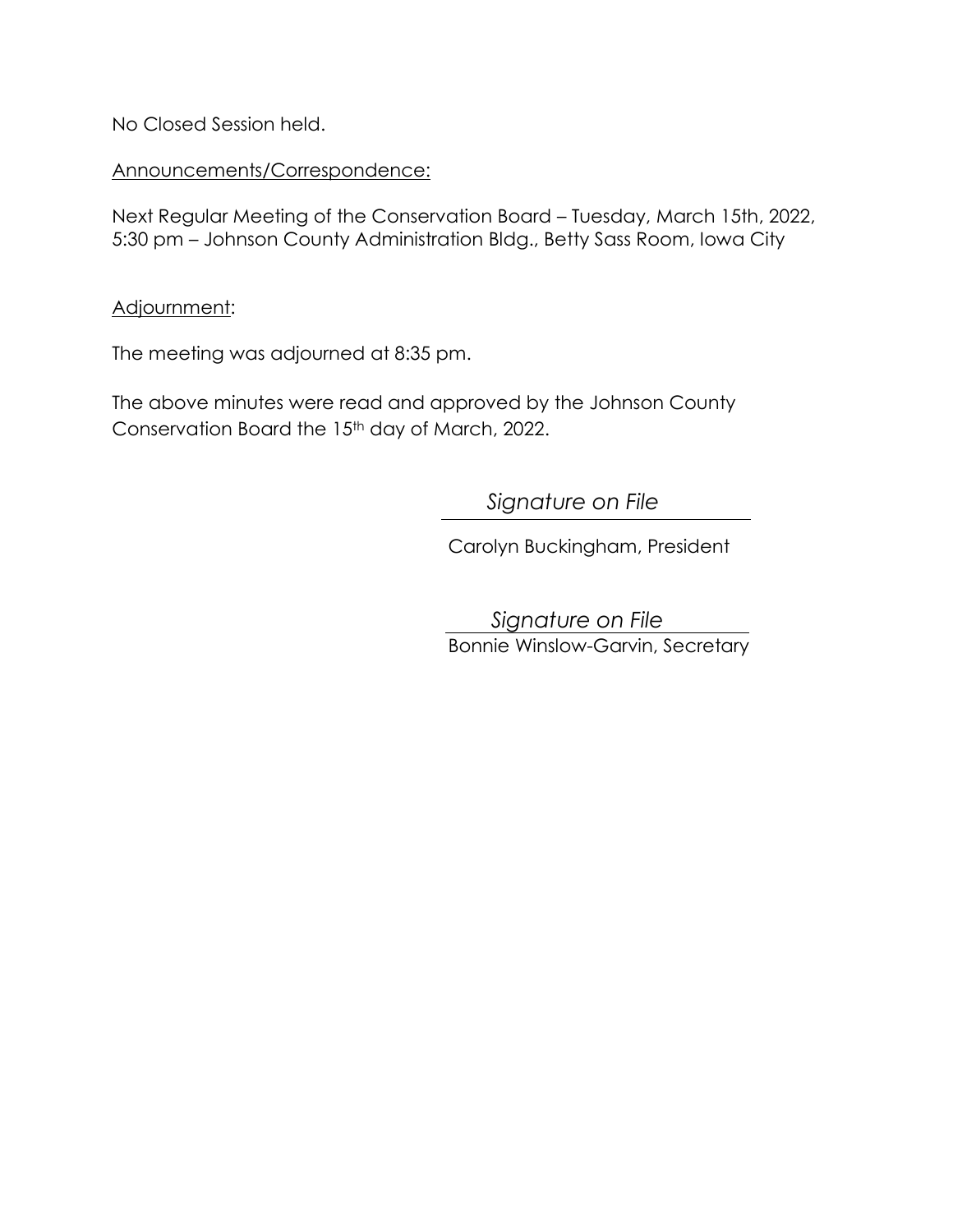No Closed Session held.

Announcements/Correspondence:

Next Regular Meeting of the Conservation Board – Tuesday, March 15th, 2022, 5:30 pm – Johnson County Administration Bldg., Betty Sass Room, Iowa City

Adjournment:

The meeting was adjourned at 8:35 pm.

The above minutes were read and approved by the Johnson County Conservation Board the 15th day of March, 2022.

*Signature on File*

Carolyn Buckingham, President

*Signature on File*

Bonnie Winslow-Garvin, Secretary